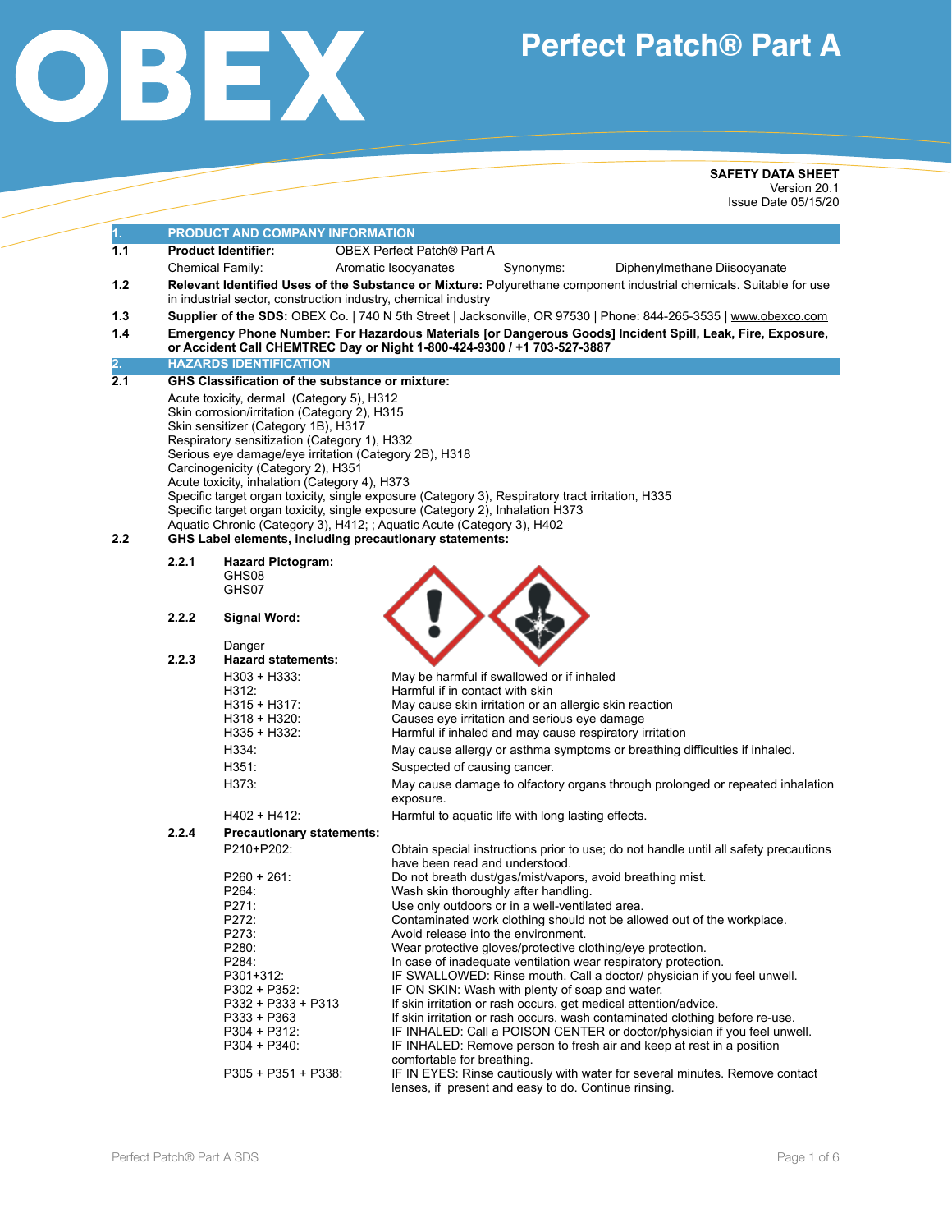# OBEX

# Perfect Patch® Part A

**SAFETY DATA SHEET**
Version 20.1
Issue Date 05/15/20

## 1. PRODUCT AND COMPANY INFORMATION

**1.1 Product Identifier:** OBEX Perfect Patch® Part A

Chemical Family: Aromatic Isocyanates  Synonyms: Diphenylmethane Diisocyanate

**1.2 Relevant Identified Uses of the Substance or Mixture:** Polyurethane component industrial chemicals. Suitable for use in industrial sector, construction industry, chemical industry

**1.3 Supplier of the SDS:** OBEX Co. | 740 N 5th Street | Jacksonville, OR 97530 | Phone: 844-265-3535 | www.obexco.com

**1.4 Emergency Phone Number: For Hazardous Materials [or Dangerous Goods] Incident Spill, Leak, Fire, Exposure, or Accident Call CHEMTREC Day or Night 1-800-424-9300 / +1 703-527-3887**

## 2. HAZARDS IDENTIFICATION

**2.1 GHS Classification of the substance or mixture:**

Acute toxicity, dermal (Category 5), H312
Skin corrosion/irritation (Category 2), H315
Skin sensitizer (Category 1B), H317
Respiratory sensitization (Category 1), H332
Serious eye damage/eye irritation (Category 2B), H318
Carcinogenicity (Category 2), H351
Acute toxicity, inhalation (Category 4), H373
Specific target organ toxicity, single exposure (Category 3), Respiratory tract irritation, H335
Specific target organ toxicity, single exposure (Category 2), Inhalation H373
Aquatic Chronic (Category 3), H412; ; Aquatic Acute (Category 3), H402

**2.2 GHS Label elements, including precautionary statements:**

**2.2.1 Hazard Pictogram:**
GHS08
GHS07

**2.2.2 Signal Word:**

Danger

**2.2.3 Hazard statements:**

| | |
|---|---|
| H303 + H333: | May be harmful if swallowed or if inhaled |
| H312: | Harmful if in contact with skin |
| H315 + H317: | May cause skin irritation or an allergic skin reaction |
| H318 + H320: | Causes eye irritation and serious eye damage |
| H335 + H332: | Harmful if inhaled and may cause respiratory irritation |
| H334: | May cause allergy or asthma symptoms or breathing difficulties if inhaled. |
| H351: | Suspected of causing cancer. |
| H373: | May cause damage to olfactory organs through prolonged or repeated inhalation exposure. |
| H402 + H412: | Harmful to aquatic life with long lasting effects. |

**2.2.4 Precautionary statements:**

| | |
|---|---|
| P210+P202: | Obtain special instructions prior to use; do not handle until all safety precautions have been read and understood. |
| P260 + 261: | Do not breath dust/gas/mist/vapors, avoid breathing mist. |
| P264: | Wash skin thoroughly after handling. |
| P271: | Use only outdoors or in a well-ventilated area. |
| P272: | Contaminated work clothing should not be allowed out of the workplace. |
| P273: | Avoid release into the environment. |
| P280: | Wear protective gloves/protective clothing/eye protection. |
| P284: | In case of inadequate ventilation wear respiratory protection. |
| P301+312: | IF SWALLOWED: Rinse mouth. Call a doctor/ physician if you feel unwell. |
| P302 + P352: | IF ON SKIN: Wash with plenty of soap and water. |
| P332 + P333 + P313 | If skin irritation or rash occurs, get medical attention/advice. |
| P333 + P363 | If skin irritation or rash occurs, wash contaminated clothing before re-use. |
| P304 + P312: | IF INHALED: Call a POISON CENTER or doctor/physician if you feel unwell. |
| P304 + P340: | IF INHALED: Remove person to fresh air and keep at rest in a position comfortable for breathing. |
| P305 + P351 + P338: | IF IN EYES: Rinse cautiously with water for several minutes. Remove contact lenses, if present and easy to do. Continue rinsing. |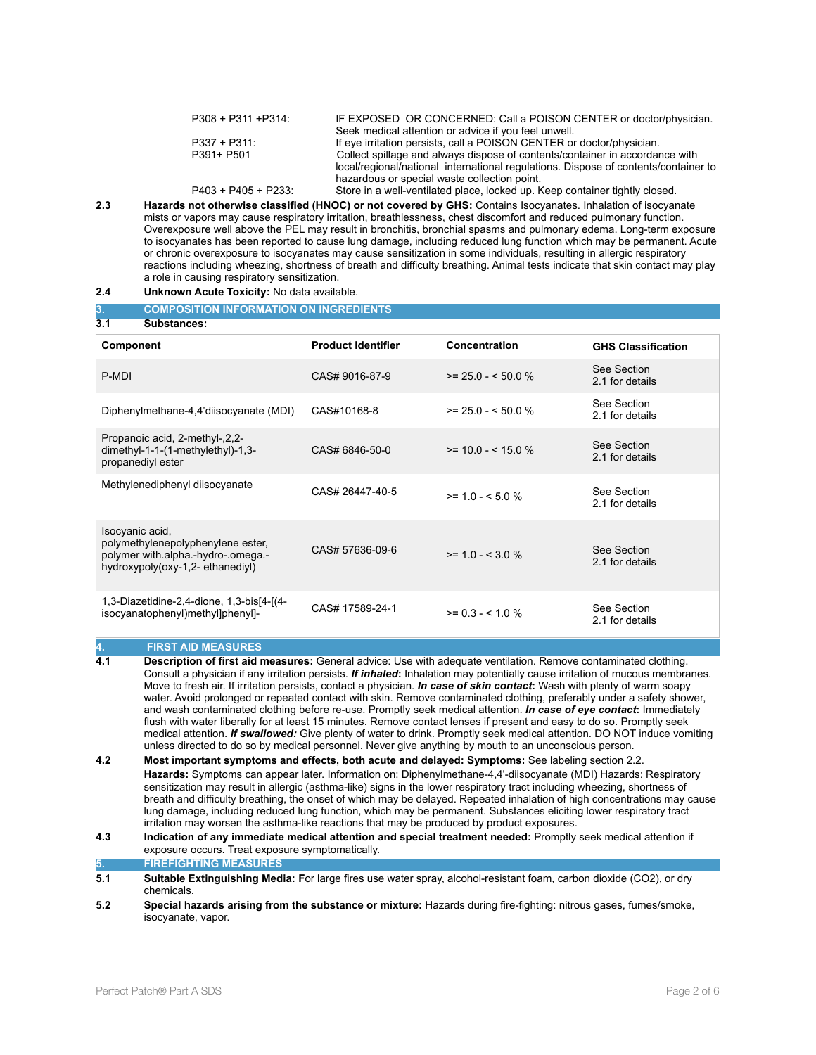| | |
|---|---|
| P308 + P311 +P314: | IF EXPOSED OR CONCERNED: Call a POISON CENTER or doctor/physician. Seek medical attention or advice if you feel unwell. |
| P337 + P311: | If eye irritation persists, call a POISON CENTER or doctor/physician. |
| P391+ P501 | Collect spillage and always dispose of contents/container in accordance with local/regional/national international regulations. Dispose of contents/container to hazardous or special waste collection point. |
| P403 + P405 + P233: | Store in a well-ventilated place, locked up. Keep container tightly closed. |

**2.3** **Hazards not otherwise classified (HNOC) or not covered by GHS:** Contains Isocyanates. Inhalation of isocyanate mists or vapors may cause respiratory irritation, breathlessness, chest discomfort and reduced pulmonary function. Overexposure well above the PEL may result in bronchitis, bronchial spasms and pulmonary edema. Long-term exposure to isocyanates has been reported to cause lung damage, including reduced lung function which may be permanent. Acute or chronic overexposure to isocyanates may cause sensitization in some individuals, resulting in allergic respiratory reactions including wheezing, shortness of breath and difficulty breathing. Animal tests indicate that skin contact may play a role in causing respiratory sensitization.

**2.4** **Unknown Acute Toxicity:** No data available.

## 3. COMPOSITION INFORMATION ON INGREDIENTS

**3.1** **Substances:**

| Component | Product Identifier | Concentration | GHS Classification |
|---|---|---|---|
| P-MDI | CAS# 9016-87-9 | >= 25.0 - < 50.0 % | See Section 2.1 for details |
| Diphenylmethane-4,4'diisocyanate (MDI) | CAS#10168-8 | >= 25.0 - < 50.0 % | See Section 2.1 for details |
| Propanoic acid, 2-methyl-,2,2-dimethyl-1-1-(1-methylethyl)-1,3-propanediyl ester | CAS# 6846-50-0 | >= 10.0 - < 15.0 % | See Section 2.1 for details |
| Methylenediphenyl diisocyanate | CAS# 26447-40-5 | >= 1.0 - < 5.0 % | See Section 2.1 for details |
| Isocyanic acid, polymethylenepolyphenylene ester, polymer with.alpha.-hydro-.omega.-hydroxypoly(oxy-1,2- ethanediyl) | CAS# 57636-09-6 | >= 1.0 - < 3.0 % | See Section 2.1 for details |
| 1,3-Diazetidine-2,4-dione, 1,3-bis[4-[(4-isocyanatophenyl)methyl]phenyl]- | CAS# 17589-24-1 | >= 0.3 - < 1.0 % | See Section 2.1 for details |

## 4. FIRST AID MEASURES

**4.1** **Description of first aid measures:** General advice: Use with adequate ventilation. Remove contaminated clothing. Consult a physician if any irritation persists. ***If inhaled***: Inhalation may potentially cause irritation of mucous membranes. Move to fresh air. If irritation persists, contact a physician. ***In case of skin contact***: Wash with plenty of warm soapy water. Avoid prolonged or repeated contact with skin. Remove contaminated clothing, preferably under a safety shower, and wash contaminated clothing before re-use. Promptly seek medical attention. ***In case of eye contact***: Immediately flush with water liberally for at least 15 minutes. Remove contact lenses if present and easy to do so. Promptly seek medical attention. ***If swallowed:*** Give plenty of water to drink. Promptly seek medical attention. DO NOT induce vomiting unless directed to do so by medical personnel. Never give anything by mouth to an unconscious person.

**4.2** **Most important symptoms and effects, both acute and delayed: Symptoms:** See labeling section 2.2.

**Hazards:** Symptoms can appear later. Information on: Diphenylmethane-4,4'-diisocyanate (MDI) Hazards: Respiratory sensitization may result in allergic (asthma-like) signs in the lower respiratory tract including wheezing, shortness of breath and difficulty breathing, the onset of which may be delayed. Repeated inhalation of high concentrations may cause lung damage, including reduced lung function, which may be permanent. Substances eliciting lower respiratory tract irritation may worsen the asthma-like reactions that may be produced by product exposures.

**4.3** **Indication of any immediate medical attention and special treatment needed:** Promptly seek medical attention if exposure occurs. Treat exposure symptomatically.

## 5. FIREFIGHTING MEASURES

**5.1** **Suitable Extinguishing Media:** For large fires use water spray, alcohol-resistant foam, carbon dioxide ($CO_2$), or dry chemicals.

**5.2** **Special hazards arising from the substance or mixture:** Hazards during fire-fighting: nitrous gases, fumes/smoke, isocyanate, vapor.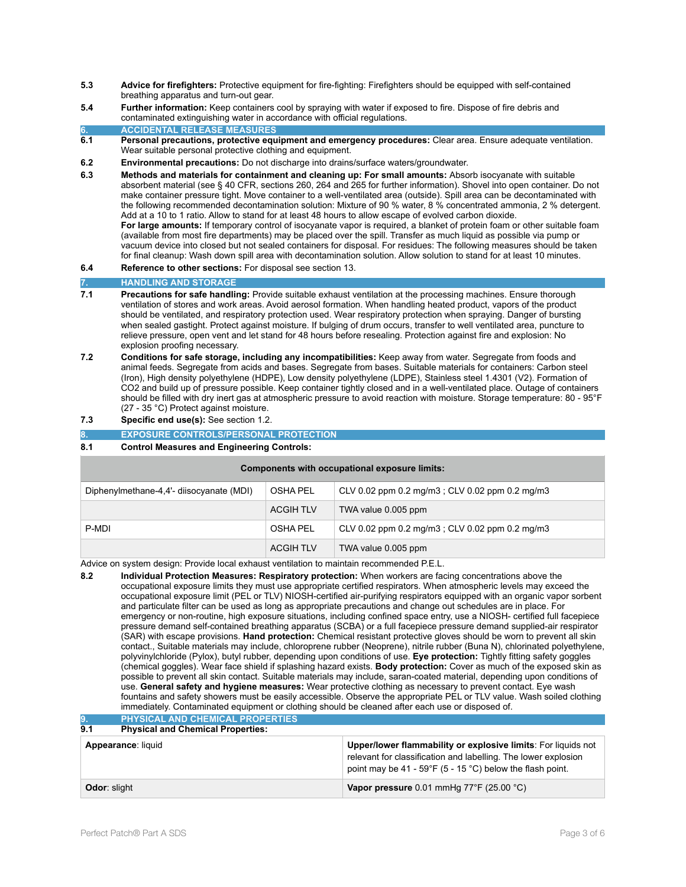**5.3** **Advice for firefighters:** Protective equipment for fire-fighting: Firefighters should be equipped with self-contained breathing apparatus and turn-out gear.

**5.4** **Further information:** Keep containers cool by spraying with water if exposed to fire. Dispose of fire debris and contaminated extinguishing water in accordance with official regulations.

## 6. ACCIDENTAL RELEASE MEASURES

**6.1** **Personal precautions, protective equipment and emergency procedures:** Clear area. Ensure adequate ventilation. Wear suitable personal protective clothing and equipment.

**6.2** **Environmental precautions:** Do not discharge into drains/surface waters/groundwater.

**6.3** **Methods and materials for containment and cleaning up: For small amounts:** Absorb isocyanate with suitable absorbent material (see § 40 CFR, sections 260, 264 and 265 for further information). Shovel into open container. Do not make container pressure tight. Move container to a well-ventilated area (outside). Spill area can be decontaminated with the following recommended decontamination solution: Mixture of 90 % water, 8 % concentrated ammonia, 2 % detergent. Add at a 10 to 1 ratio. Allow to stand for at least 48 hours to allow escape of evolved carbon dioxide.
**For large amounts:** If temporary control of isocyanate vapor is required, a blanket of protein foam or other suitable foam (available from most fire departments) may be placed over the spill. Transfer as much liquid as possible via pump or vacuum device into closed but not sealed containers for disposal. For residues: The following measures should be taken for final cleanup: Wash down spill area with decontamination solution. Allow solution to stand for at least 10 minutes.

**6.4** **Reference to other sections:** For disposal see section 13.

## 7. HANDLING AND STORAGE

**7.1** **Precautions for safe handling:** Provide suitable exhaust ventilation at the processing machines. Ensure thorough ventilation of stores and work areas. Avoid aerosol formation. When handling heated product, vapors of the product should be ventilated, and respiratory protection used. Wear respiratory protection when spraying. Danger of bursting when sealed gastight. Protect against moisture. If bulging of drum occurs, transfer to well ventilated area, puncture to relieve pressure, open vent and let stand for 48 hours before resealing. Protection against fire and explosion: No explosion proofing necessary.

**7.2** **Conditions for safe storage, including any incompatibilities:** Keep away from water. Segregate from foods and animal feeds. Segregate from acids and bases. Segregate from bases. Suitable materials for containers: Carbon steel (Iron), High density polyethylene (HDPE), Low density polyethylene (LDPE), Stainless steel 1.4301 (V2). Formation of $CO_2$ and build up of pressure possible. Keep container tightly closed and in a well-ventilated place. Outage of containers should be filled with dry inert gas at atmospheric pressure to avoid reaction with moisture. Storage temperature: 80 - 95°F (27 - 35 °C) Protect against moisture.

**7.3** **Specific end use(s):** See section 1.2.

## 8. EXPOSURE CONTROLS/PERSONAL PROTECTION

**8.1** **Control Measures and Engineering Controls:**

| Components with occupational exposure limits: | | |
|---|---|---|
| Diphenylmethane-4,4'- diisocyanate (MDI) | OSHA PEL | CLV 0.02 ppm 0.2 mg/m3 ; CLV 0.02 ppm 0.2 mg/m3 |
| | ACGIH TLV | TWA value 0.005 ppm |
| P-MDI | OSHA PEL | CLV 0.02 ppm 0.2 mg/m3 ; CLV 0.02 ppm 0.2 mg/m3 |
| | ACGIH TLV | TWA value 0.005 ppm |

Advice on system design: Provide local exhaust ventilation to maintain recommended P.E.L.

**8.2** **Individual Protection Measures: Respiratory protection:** When workers are facing concentrations above the occupational exposure limits they must use appropriate certified respirators. When atmospheric levels may exceed the occupational exposure limit (PEL or TLV) NIOSH-certified air-purifying respirators equipped with an organic vapor sorbent and particulate filter can be used as long as appropriate precautions and change out schedules are in place. For emergency or non-routine, high exposure situations, including confined space entry, use a NIOSH- certified full facepiece pressure demand self-contained breathing apparatus (SCBA) or a full facepiece pressure demand supplied-air respirator (SAR) with escape provisions. **Hand protection:** Chemical resistant protective gloves should be worn to prevent all skin contact., Suitable materials may include, chloroprene rubber (Neoprene), nitrile rubber (Buna N), chlorinated polyethylene, polyvinylchloride (Pylox), butyl rubber, depending upon conditions of use. **Eye protection:** Tightly fitting safety goggles (chemical goggles). Wear face shield if splashing hazard exists. **Body protection:** Cover as much of the exposed skin as possible to prevent all skin contact. Suitable materials may include, saran-coated material, depending upon conditions of use. **General safety and hygiene measures:** Wear protective clothing as necessary to prevent contact. Eye wash fountains and safety showers must be easily accessible. Observe the appropriate PEL or TLV value. Wash soiled clothing immediately. Contaminated equipment or clothing should be cleaned after each use or disposed of.

## 9. PHYSICAL AND CHEMICAL PROPERTIES

**9.1** **Physical and Chemical Properties:**

| | |
|---|---|
| **Appearance**: liquid | **Upper/lower flammability or explosive limits**: For liquids not relevant for classification and labelling. The lower explosion point may be 41 - 59°F (5 - 15 °C) below the flash point. |
| **Odor**: slight | **Vapor pressure** 0.01 mmHg 77°F (25.00 °C) |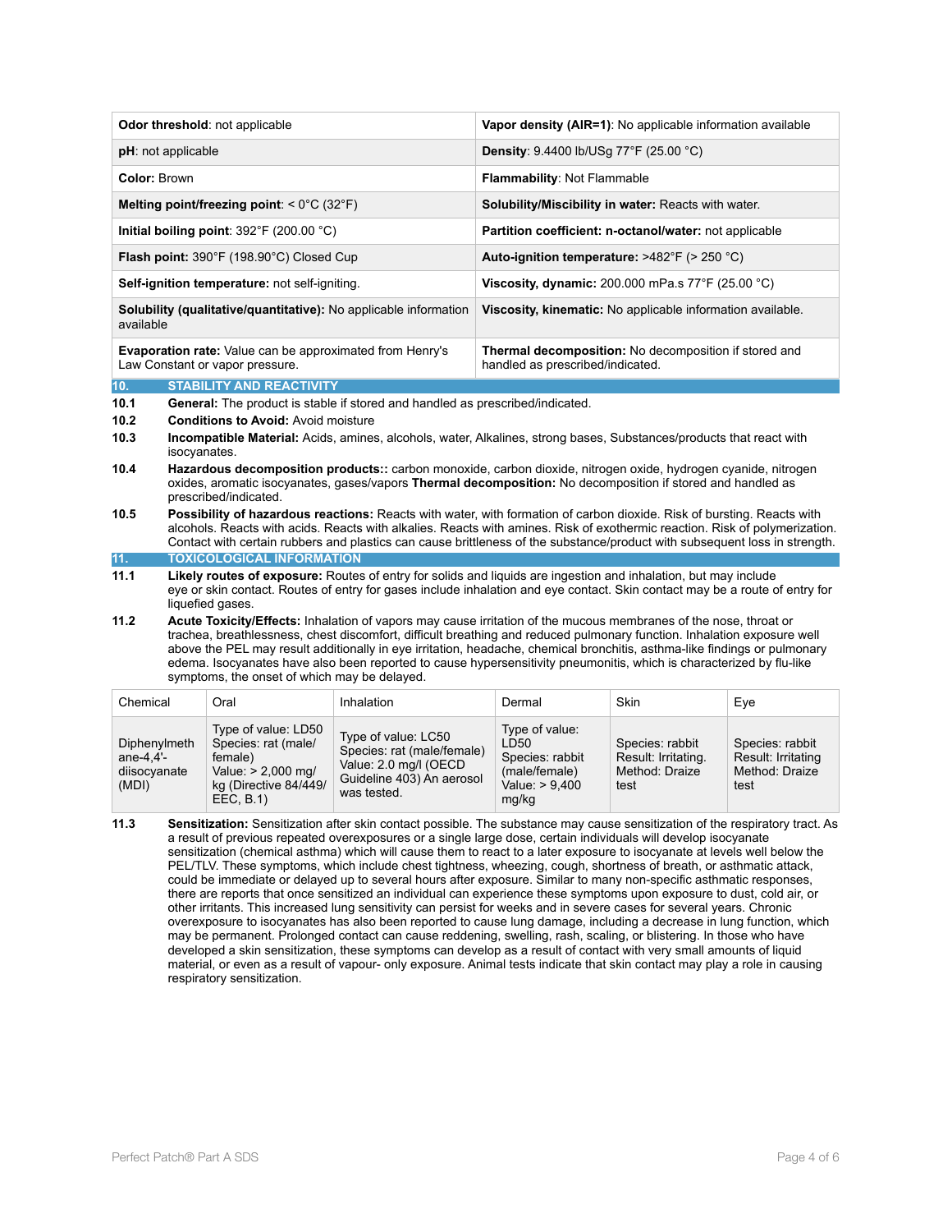| | |
|---|---|
| **Odor threshold**: not applicable | **Vapor density (AIR=1)**: No applicable information available |
| **pH**: not applicable | **Density**: 9.4400 lb/USg 77°F (25.00 °C) |
| **Color:** Brown | **Flammability**: Not Flammable |
| **Melting point/freezing point**: < 0°C (32°F) | **Solubility/Miscibility in water:** Reacts with water. |
| **Initial boiling point**: 392°F (200.00 °C) | **Partition coefficient: n-octanol/water:** not applicable |
| **Flash point:** 390°F (198.90°C) Closed Cup | **Auto-ignition temperature:** >482°F (> 250 °C) |
| **Self-ignition temperature:** not self-igniting. | **Viscosity, dynamic:** 200.000 mPa.s 77°F (25.00 °C) |
| **Solubility (qualitative/quantitative):** No applicable information available | **Viscosity, kinematic:** No applicable information available. |
| **Evaporation rate:** Value can be approximated from Henry's Law Constant or vapor pressure. | **Thermal decomposition:** No decomposition if stored and handled as prescribed/indicated. |

## 10. STABILITY AND REACTIVITY

**10.1** **General:** The product is stable if stored and handled as prescribed/indicated.

**10.2** **Conditions to Avoid:** Avoid moisture

**10.3** **Incompatible Material:** Acids, amines, alcohols, water, Alkalines, strong bases, Substances/products that react with isocyanates.

**10.4** **Hazardous decomposition products::** carbon monoxide, carbon dioxide, nitrogen oxide, hydrogen cyanide, nitrogen oxides, aromatic isocyanates, gases/vapors **Thermal decomposition:** No decomposition if stored and handled as prescribed/indicated.

**10.5** **Possibility of hazardous reactions:** Reacts with water, with formation of carbon dioxide. Risk of bursting. Reacts with alcohols. Reacts with acids. Reacts with alkalies. Reacts with amines. Risk of exothermic reaction. Risk of polymerization. Contact with certain rubbers and plastics can cause brittleness of the substance/product with subsequent loss in strength.

## 11. TOXICOLOGICAL INFORMATION

**11.1** **Likely routes of exposure:** Routes of entry for solids and liquids are ingestion and inhalation, but may include eye or skin contact. Routes of entry for gases include inhalation and eye contact. Skin contact may be a route of entry for liquefied gases.

**11.2** **Acute Toxicity/Effects:** Inhalation of vapors may cause irritation of the mucous membranes of the nose, throat or trachea, breathlessness, chest discomfort, difficult breathing and reduced pulmonary function. Inhalation exposure well above the PEL may result additionally in eye irritation, headache, chemical bronchitis, asthma-like findings or pulmonary edema. Isocyanates have also been reported to cause hypersensitivity pneumonitis, which is characterized by flu-like symptoms, the onset of which may be delayed.

| Chemical | Oral | Inhalation | Dermal | Skin | Eye |
|---|---|---|---|---|---|
| Diphenylmethane-4,4'-diisocyanate (MDI) | Type of value: LD50 Species: rat (male/ female) Value: > 2,000 mg/ kg (Directive 84/449/ EEC, B.1) | Type of value: LC50 Species: rat (male/female) Value: 2.0 mg/l (OECD Guideline 403) An aerosol was tested. | Type of value: LD50 Species: rabbit (male/female) Value: > 9,400 mg/kg | Species: rabbit Result: Irritating. Method: Draize test | Species: rabbit Result: Irritating Method: Draize test |

**11.3** **Sensitization:** Sensitization after skin contact possible. The substance may cause sensitization of the respiratory tract. As a result of previous repeated overexposures or a single large dose, certain individuals will develop isocyanate sensitization (chemical asthma) which will cause them to react to a later exposure to isocyanate at levels well below the PEL/TLV. These symptoms, which include chest tightness, wheezing, cough, shortness of breath, or asthmatic attack, could be immediate or delayed up to several hours after exposure. Similar to many non-specific asthmatic responses, there are reports that once sensitized an individual can experience these symptoms upon exposure to dust, cold air, or other irritants. This increased lung sensitivity can persist for weeks and in severe cases for several years. Chronic overexposure to isocyanates has also been reported to cause lung damage, including a decrease in lung function, which may be permanent. Prolonged contact can cause reddening, swelling, rash, scaling, or blistering. In those who have developed a skin sensitization, these symptoms can develop as a result of contact with very small amounts of liquid material, or even as a result of vapour- only exposure. Animal tests indicate that skin contact may play a role in causing respiratory sensitization.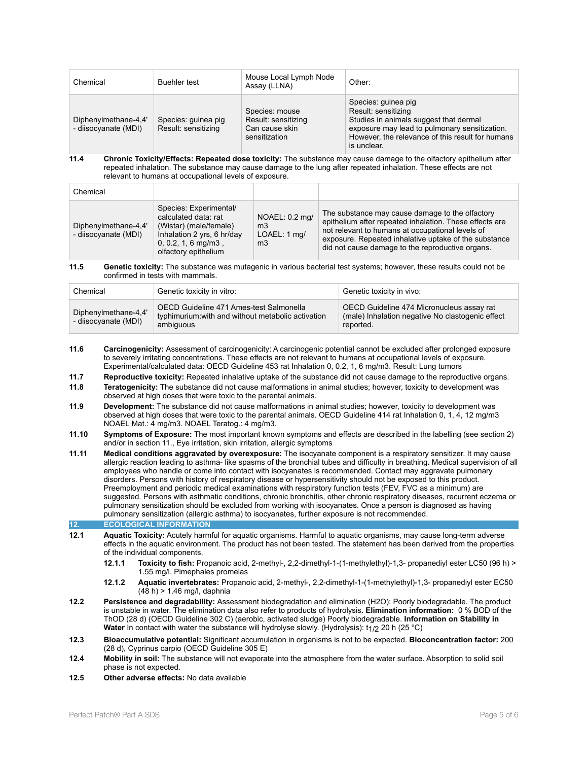| Chemical | Buehler test | Mouse Local Lymph Node Assay (LLNA) | Other: |
|---|---|---|---|
| Diphenylmethane-4,4' - diisocyanate (MDI) | Species: guinea pig<br>Result: sensitizing | Species: mouse<br>Result: sensitizing<br>Can cause skin sensitization | Species: guinea pig<br>Result: sensitizing<br>Studies in animals suggest that dermal exposure may lead to pulmonary sensitization. However, the relevance of this result for humans is unclear. |

**11.4 Chronic Toxicity/Effects: Repeated dose toxicity:** The substance may cause damage to the olfactory epithelium after repeated inhalation. The substance may cause damage to the lung after repeated inhalation. These effects are not relevant to humans at occupational levels of exposure.

| Chemical | | | |
|---|---|---|---|
| Diphenylmethane-4,4' - diisocyanate (MDI) | Species: Experimental/ calculated data: rat (Wistar) (male/female) Inhalation 2 yrs, 6 hr/day 0, 0.2, 1, 6 mg/m3 , olfactory epithelium | NOAEL: 0.2 mg/ m3<br>LOAEL: 1 mg/ m3 | The substance may cause damage to the olfactory epithelium after repeated inhalation. These effects are not relevant to humans at occupational levels of exposure. Repeated inhalative uptake of the substance did not cause damage to the reproductive organs. |

**11.5 Genetic toxicity:** The substance was mutagenic in various bacterial test systems; however, these results could not be confirmed in tests with mammals.

| Chemical | Genetic toxicity in vitro: | Genetic toxicity in vivo: |
|---|---|---|
| Diphenylmethane-4,4' - diisocyanate (MDI) | OECD Guideline 471 Ames-test Salmonella typhimurium:with and without metabolic activation ambiguous | OECD Guideline 474 Micronucleus assay rat (male) Inhalation negative No clastogenic effect reported. |

**11.6 Carcinogenicity:** Assessment of carcinogenicity: A carcinogenic potential cannot be excluded after prolonged exposure to severely irritating concentrations. These effects are not relevant to humans at occupational levels of exposure. Experimental/calculated data: OECD Guideline 453 rat Inhalation 0, 0.2, 1, 6 mg/m3. Result: Lung tumors

**11.7 Reproductive toxicity:** Repeated inhalative uptake of the substance did not cause damage to the reproductive organs.

**11.8 Teratogenicity:** The substance did not cause malformations in animal studies; however, toxicity to development was observed at high doses that were toxic to the parental animals.

**11.9 Development:** The substance did not cause malformations in animal studies; however, toxicity to development was observed at high doses that were toxic to the parental animals. OECD Guideline 414 rat Inhalation 0, 1, 4, 12 mg/m3 NOAEL Mat.: 4 mg/m3. NOAEL Teratog.: 4 mg/m3.

**11.10 Symptoms of Exposure:** The most important known symptoms and effects are described in the labelling (see section 2) and/or in section 11., Eye irritation, skin irritation, allergic symptoms

**11.11 Medical conditions aggravated by overexposure:** The isocyanate component is a respiratory sensitizer. It may cause allergic reaction leading to asthma- like spasms of the bronchial tubes and difficulty in breathing. Medical supervision of all employees who handle or come into contact with isocyanates is recommended. Contact may aggravate pulmonary disorders. Persons with history of respiratory disease or hypersensitivity should not be exposed to this product. Preemployment and periodic medical examinations with respiratory function tests (FEV, FVC as a minimum) are suggested. Persons with asthmatic conditions, chronic bronchitis, other chronic respiratory diseases, recurrent eczema or pulmonary sensitization should be excluded from working with isocyanates. Once a person is diagnosed as having pulmonary sensitization (allergic asthma) to isocyanates, further exposure is not recommended.

## 12. ECOLOGICAL INFORMATION

**12.1 Aquatic Toxicity:** Acutely harmful for aquatic organisms. Harmful to aquatic organisms, may cause long-term adverse effects in the aquatic environment. The product has not been tested. The statement has been derived from the properties of the individual components.

- **12.1.1 Toxicity to fish:** Propanoic acid, 2-methyl-, 2,2-dimethyl-1-(1-methylethyl)-1,3- propanediyl ester LC50 (96 h) > 1.55 mg/l, Pimephales promelas
- **12.1.2 Aquatic invertebrates:** Propanoic acid, 2-methyl-, 2,2-dimethyl-1-(1-methylethyl)-1,3- propanediyl ester EC50 (48 h) > 1.46 mg/l, daphnia

**12.2 Persistence and degradability:** Assessment biodegradation and elimination (H2O): Poorly biodegradable. The product is unstable in water. The elimination data also refer to products of hydrolysis. **Elimination information:** 0 % BOD of the ThOD (28 d) (OECD Guideline 302 C) (aerobic, activated sludge) Poorly biodegradable. **Information on Stability in Water** In contact with water the substance will hydrolyse slowly. (Hydrolysis): $t_{1/2}$ 20 h (25 °C)

**12.3 Bioaccumulative potential:** Significant accumulation in organisms is not to be expected. **Bioconcentration factor:** 200 (28 d), Cyprinus carpio (OECD Guideline 305 E)

**12.4 Mobility in soil:** The substance will not evaporate into the atmosphere from the water surface. Absorption to solid soil phase is not expected.

**12.5 Other adverse effects:** No data available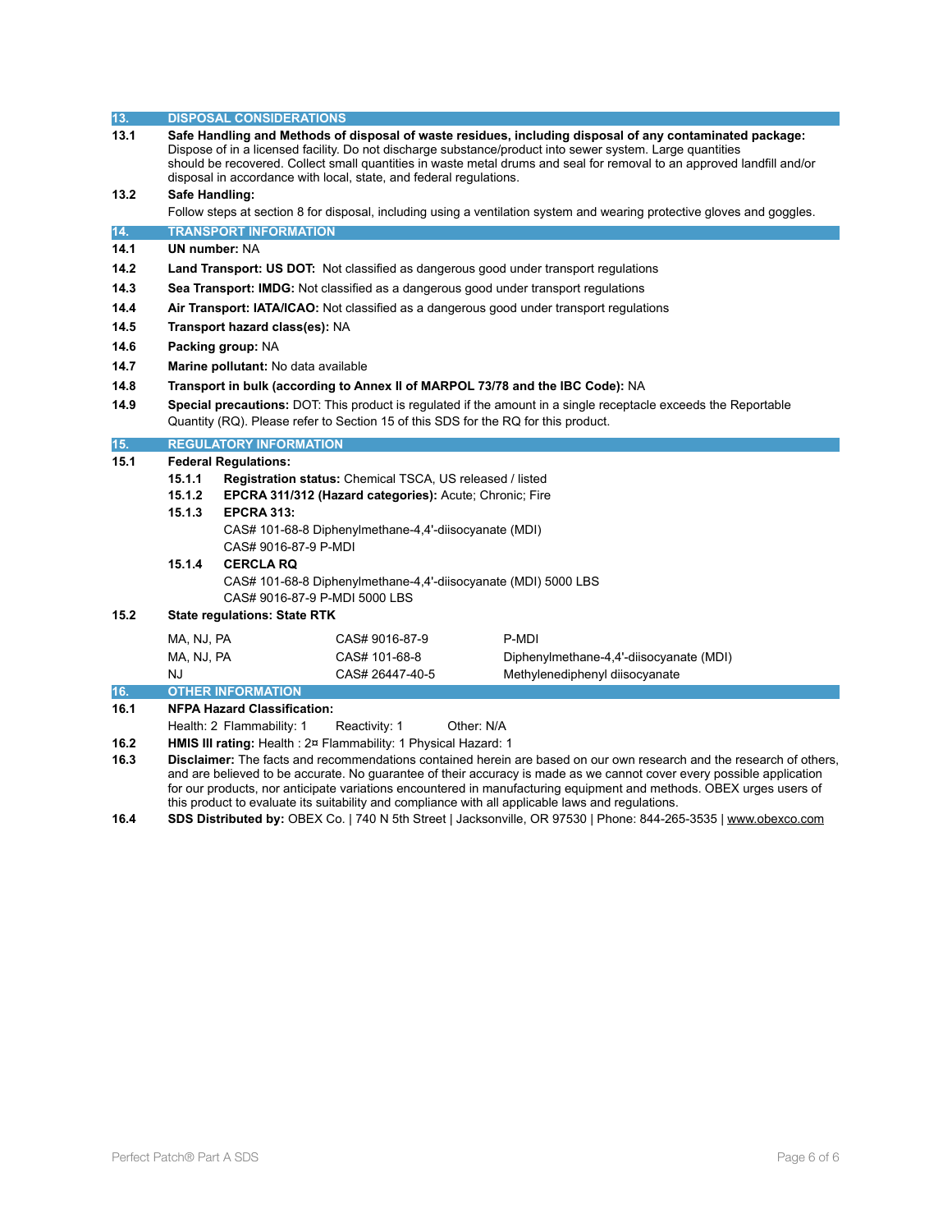## 13. DISPOSAL CONSIDERATIONS

**13.1** **Safe Handling and Methods of disposal of waste residues, including disposal of any contaminated package:** Dispose of in a licensed facility. Do not discharge substance/product into sewer system. Large quantities should be recovered. Collect small quantities in waste metal drums and seal for removal to an approved landfill and/or disposal in accordance with local, state, and federal regulations.

**13.2** **Safe Handling:**
Follow steps at section 8 for disposal, including using a ventilation system and wearing protective gloves and goggles.

## 14. TRANSPORT INFORMATION

**14.1** **UN number:** NA

**14.2** **Land Transport: US DOT:** Not classified as dangerous good under transport regulations

**14.3** **Sea Transport: IMDG:** Not classified as a dangerous good under transport regulations

**14.4** **Air Transport: IATA/ICAO:** Not classified as a dangerous good under transport regulations

**14.5** **Transport hazard class(es):** NA

**14.6** **Packing group:** NA

**14.7** **Marine pollutant:** No data available

**14.8** **Transport in bulk (according to Annex II of MARPOL 73/78 and the IBC Code):** NA

**14.9** **Special precautions:** DOT: This product is regulated if the amount in a single receptacle exceeds the Reportable Quantity (RQ). Please refer to Section 15 of this SDS for the RQ for this product.

## 15. REGULATORY INFORMATION

**15.1** **Federal Regulations:**

**15.1.1** **Registration status:** Chemical TSCA, US released / listed

**15.1.2** **EPCRA 311/312 (Hazard categories):** Acute; Chronic; Fire

**15.1.3** **EPCRA 313:**
CAS# 101-68-8 Diphenylmethane-4,4'-diisocyanate (MDI)
CAS# 9016-87-9 P-MDI

**15.1.4** **CERCLA RQ**
CAS# 101-68-8 Diphenylmethane-4,4'-diisocyanate (MDI) 5000 LBS
CAS# 9016-87-9 P-MDI 5000 LBS

**15.2** **State regulations: State RTK**

| | | |
|---|---|---|
| MA, NJ, PA | CAS# 9016-87-9 | P-MDI |
| MA, NJ, PA | CAS# 101-68-8 | Diphenylmethane-4,4'-diisocyanate (MDI) |
| NJ | CAS# 26447-40-5 | Methylenediphenyl diisocyanate |

## 16. OTHER INFORMATION

**16.1** **NFPA Hazard Classification:**
Health: 2 Flammability: 1 Reactivity: 1 Other: N/A

**16.2** **HMIS III rating:** Health : 2¤ Flammability: 1 Physical Hazard: 1

**16.3** **Disclaimer:** The facts and recommendations contained herein are based on our own research and the research of others, and are believed to be accurate. No guarantee of their accuracy is made as we cannot cover every possible application for our products, nor anticipate variations encountered in manufacturing equipment and methods. OBEX urges users of this product to evaluate its suitability and compliance with all applicable laws and regulations.

**16.4** **SDS Distributed by:** OBEX Co. | 740 N 5th Street | Jacksonville, OR 97530 | Phone: 844-265-3535 | www.obexco.com